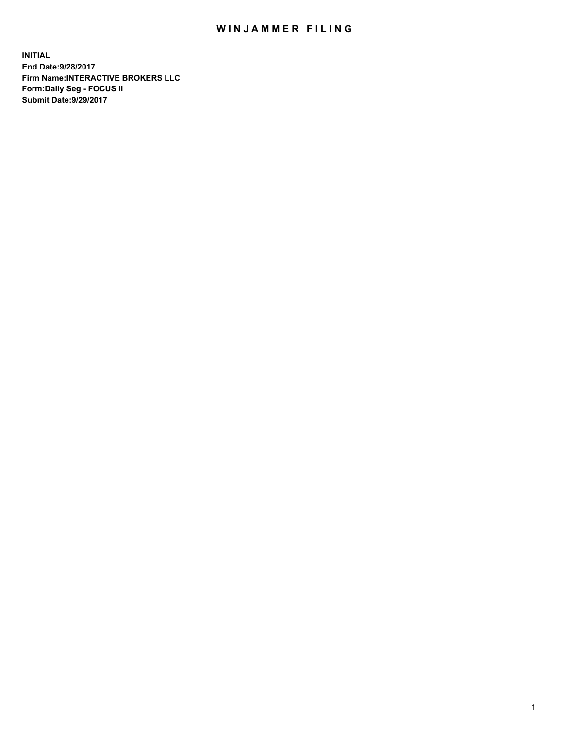# WINJAMMER FILING

**INITIAL**
**End Date:9/28/2017**
**Firm Name:INTERACTIVE BROKERS LLC**
**Form:Daily Seg - FOCUS II**
**Submit Date:9/29/2017**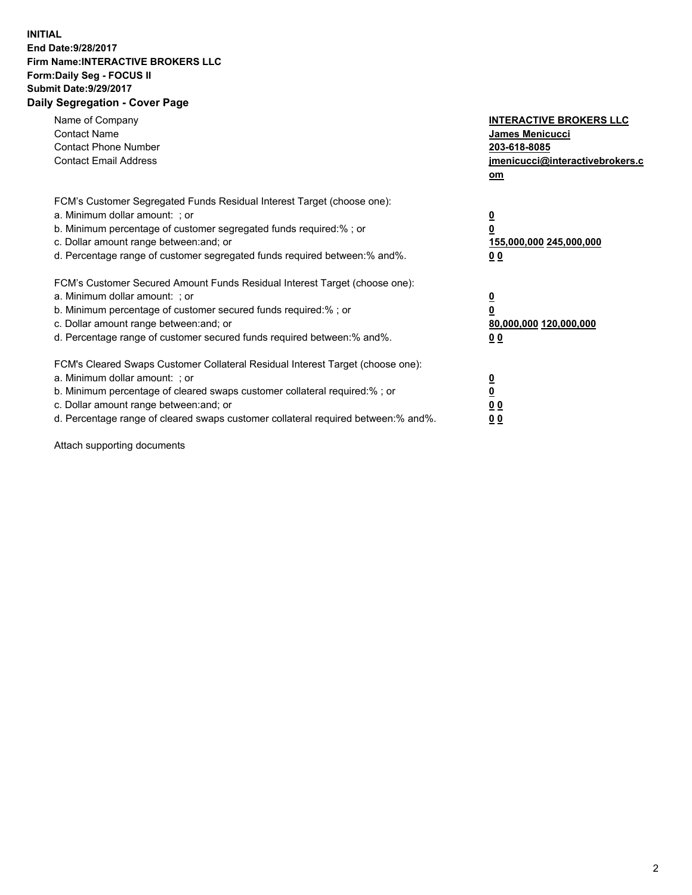**INITIAL**
**End Date:9/28/2017**
**Firm Name:INTERACTIVE BROKERS LLC**
**Form:Daily Seg - FOCUS II**
**Submit Date:9/29/2017**
**Daily Segregation - Cover Page**

| | |
|---|---|
| Name of Company | **INTERACTIVE BROKERS LLC** |
| Contact Name | **James Menicucci** |
| Contact Phone Number | **203-618-8085** |
| Contact Email Address | **jmenicucci@interactivebrokers.com** |

FCM's Customer Segregated Funds Residual Interest Target (choose one):

| | |
|---|---|
| a. Minimum dollar amount: ; or | **0** |
| b. Minimum percentage of customer segregated funds required:% ; or | **0** |
| c. Dollar amount range between:and; or | **155,000,000 245,000,000** |
| d. Percentage range of customer segregated funds required between:% and%. | **0 0** |

FCM's Customer Secured Amount Funds Residual Interest Target (choose one):

| | |
|---|---|
| a. Minimum dollar amount: ; or | **0** |
| b. Minimum percentage of customer secured funds required:% ; or | **0** |
| c. Dollar amount range between:and; or | **80,000,000 120,000,000** |
| d. Percentage range of customer secured funds required between:% and%. | **0 0** |

FCM's Cleared Swaps Customer Collateral Residual Interest Target (choose one):

| | |
|---|---|
| a. Minimum dollar amount: ; or | **0** |
| b. Minimum percentage of cleared swaps customer collateral required:% ; or | **0** |
| c. Dollar amount range between:and; or | **0 0** |
| d. Percentage range of cleared swaps customer collateral required between:% and%. | **0 0** |

Attach supporting documents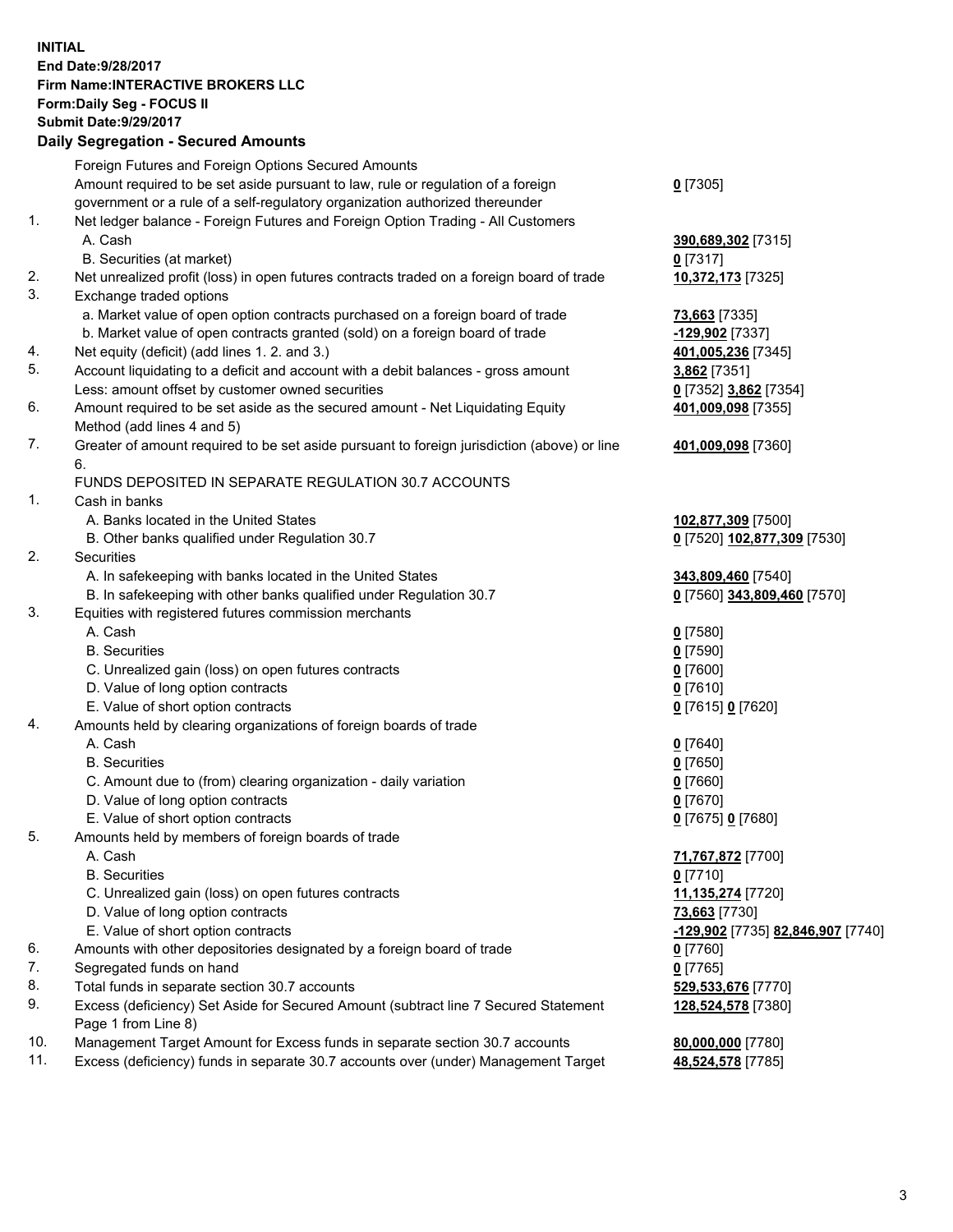**INITIAL**
**End Date:9/28/2017**
**Firm Name:INTERACTIVE BROKERS LLC**
**Form:Daily Seg - FOCUS II**
**Submit Date:9/29/2017**

## Daily Segregation - Secured Amounts

| | | |
|---|---|---|
| | Foreign Futures and Foreign Options Secured Amounts | |
| | Amount required to be set aside pursuant to law, rule or regulation of a foreign government or a rule of a self-regulatory organization authorized thereunder | **0** [7305] |
| 1. | Net ledger balance - Foreign Futures and Foreign Option Trading - All Customers | |
| | A. Cash | **390,689,302** [7315] |
| | B. Securities (at market) | **0** [7317] |
| 2. | Net unrealized profit (loss) in open futures contracts traded on a foreign board of trade | **10,372,173** [7325] |
| 3. | Exchange traded options | |
| | a. Market value of open option contracts purchased on a foreign board of trade | **73,663** [7335] |
| | b. Market value of open contracts granted (sold) on a foreign board of trade | **-129,902** [7337] |
| 4. | Net equity (deficit) (add lines 1. 2. and 3.) | **401,005,236** [7345] |
| 5. | Account liquidating to a deficit and account with a debit balances - gross amount | **3,862** [7351] |
| | Less: amount offset by customer owned securities | **0** [7352] **3,862** [7354] |
| 6. | Amount required to be set aside as the secured amount - Net Liquidating Equity Method (add lines 4 and 5) | **401,009,098** [7355] |
| 7. | Greater of amount required to be set aside pursuant to foreign jurisdiction (above) or line 6. | **401,009,098** [7360] |
| | FUNDS DEPOSITED IN SEPARATE REGULATION 30.7 ACCOUNTS | |
| 1. | Cash in banks | |
| | A. Banks located in the United States | **102,877,309** [7500] |
| | B. Other banks qualified under Regulation 30.7 | **0** [7520] **102,877,309** [7530] |
| 2. | Securities | |
| | A. In safekeeping with banks located in the United States | **343,809,460** [7540] |
| | B. In safekeeping with other banks qualified under Regulation 30.7 | **0** [7560] **343,809,460** [7570] |
| 3. | Equities with registered futures commission merchants | |
| | A. Cash | **0** [7580] |
| | B. Securities | **0** [7590] |
| | C. Unrealized gain (loss) on open futures contracts | **0** [7600] |
| | D. Value of long option contracts | **0** [7610] |
| | E. Value of short option contracts | **0** [7615] **0** [7620] |
| 4. | Amounts held by clearing organizations of foreign boards of trade | |
| | A. Cash | **0** [7640] |
| | B. Securities | **0** [7650] |
| | C. Amount due to (from) clearing organization - daily variation | **0** [7660] |
| | D. Value of long option contracts | **0** [7670] |
| | E. Value of short option contracts | **0** [7675] **0** [7680] |
| 5. | Amounts held by members of foreign boards of trade | |
| | A. Cash | **71,767,872** [7700] |
| | B. Securities | **0** [7710] |
| | C. Unrealized gain (loss) on open futures contracts | **11,135,274** [7720] |
| | D. Value of long option contracts | **73,663** [7730] |
| | E. Value of short option contracts | **-129,902** [7735] **82,846,907** [7740] |
| 6. | Amounts with other depositories designated by a foreign board of trade | **0** [7760] |
| 7. | Segregated funds on hand | **0** [7765] |
| 8. | Total funds in separate section 30.7 accounts | **529,533,676** [7770] |
| 9. | Excess (deficiency) Set Aside for Secured Amount (subtract line 7 Secured Statement Page 1 from Line 8) | **128,524,578** [7380] |
| 10. | Management Target Amount for Excess funds in separate section 30.7 accounts | **80,000,000** [7780] |
| 11. | Excess (deficiency) funds in separate 30.7 accounts over (under) Management Target | **48,524,578** [7785] |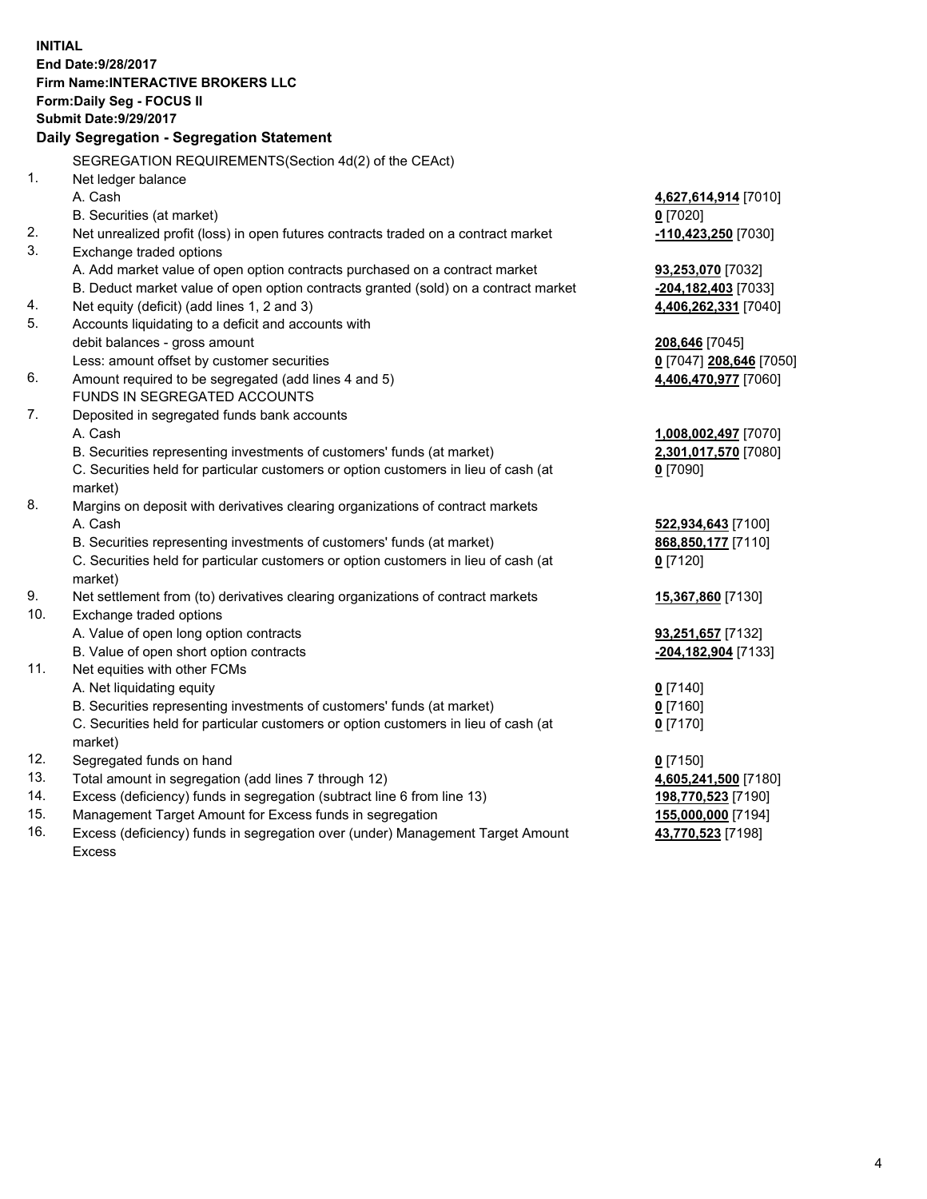**INITIAL**
**End Date:9/28/2017**
**Firm Name:INTERACTIVE BROKERS LLC**
**Form:Daily Seg - FOCUS II**
**Submit Date:9/29/2017**

**Daily Segregation - Segregation Statement**

SEGREGATION REQUIREMENTS(Section 4d(2) of the CEAct)

| | | |
|---|---|---|
| 1. | Net ledger balance | |
| | A. Cash | **4,627,614,914** [7010] |
| | B. Securities (at market) | **0** [7020] |
| 2. | Net unrealized profit (loss) in open futures contracts traded on a contract market | **-110,423,250** [7030] |
| 3. | Exchange traded options | |
| | A. Add market value of open option contracts purchased on a contract market | **93,253,070** [7032] |
| | B. Deduct market value of open option contracts granted (sold) on a contract market | **-204,182,403** [7033] |
| 4. | Net equity (deficit) (add lines 1, 2 and 3) | **4,406,262,331** [7040] |
| 5. | Accounts liquidating to a deficit and accounts with debit balances - gross amount | **208,646** [7045] |
| | Less: amount offset by customer securities | **0** [7047] **208,646** [7050] |
| 6. | Amount required to be segregated (add lines 4 and 5) | **4,406,470,977** [7060] |
| | FUNDS IN SEGREGATED ACCOUNTS | |
| 7. | Deposited in segregated funds bank accounts | |
| | A. Cash | **1,008,002,497** [7070] |
| | B. Securities representing investments of customers' funds (at market) | **2,301,017,570** [7080] |
| | C. Securities held for particular customers or option customers in lieu of cash (at market) | **0** [7090] |
| 8. | Margins on deposit with derivatives clearing organizations of contract markets | |
| | A. Cash | **522,934,643** [7100] |
| | B. Securities representing investments of customers' funds (at market) | **868,850,177** [7110] |
| | C. Securities held for particular customers or option customers in lieu of cash (at market) | **0** [7120] |
| 9. | Net settlement from (to) derivatives clearing organizations of contract markets | **15,367,860** [7130] |
| 10. | Exchange traded options | |
| | A. Value of open long option contracts | **93,251,657** [7132] |
| | B. Value of open short option contracts | **-204,182,904** [7133] |
| 11. | Net equities with other FCMs | |
| | A. Net liquidating equity | **0** [7140] |
| | B. Securities representing investments of customers' funds (at market) | **0** [7160] |
| | C. Securities held for particular customers or option customers in lieu of cash (at market) | **0** [7170] |
| 12. | Segregated funds on hand | **0** [7150] |
| 13. | Total amount in segregation (add lines 7 through 12) | **4,605,241,500** [7180] |
| 14. | Excess (deficiency) funds in segregation (subtract line 6 from line 13) | **198,770,523** [7190] |
| 15. | Management Target Amount for Excess funds in segregation | **155,000,000** [7194] |
| 16. | Excess (deficiency) funds in segregation over (under) Management Target Amount Excess | **43,770,523** [7198] |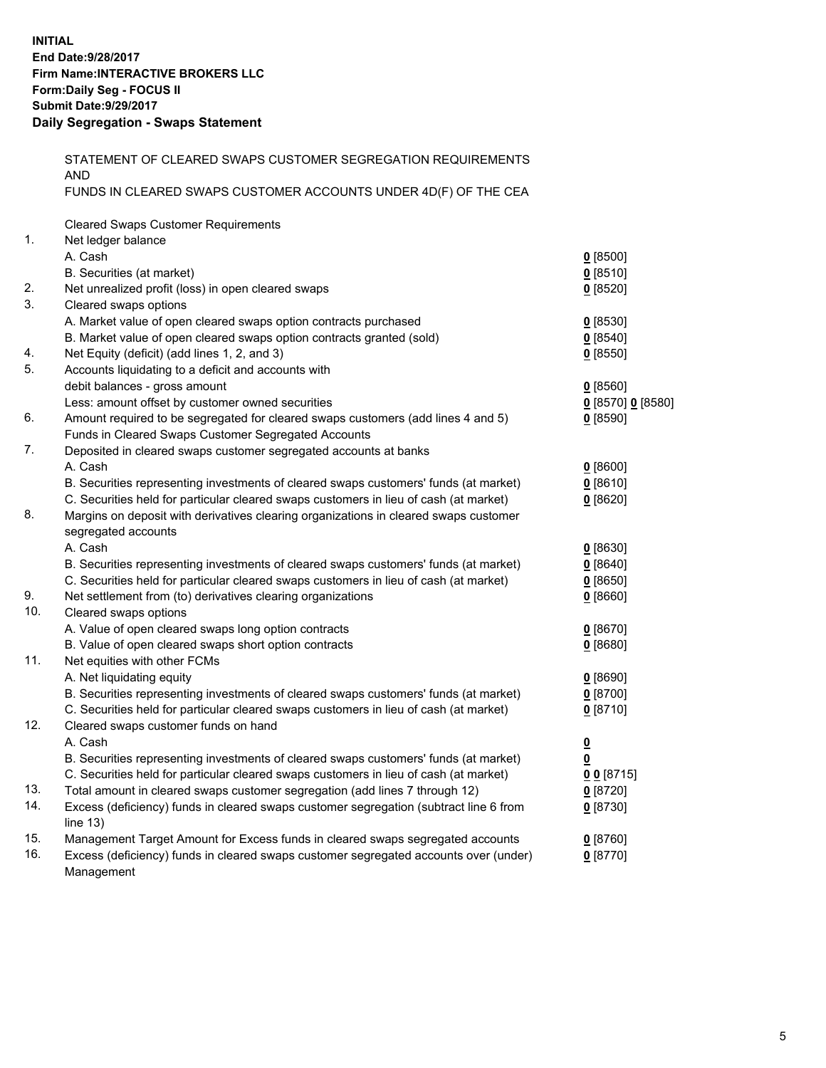**INITIAL**
**End Date:9/28/2017**
**Firm Name:INTERACTIVE BROKERS LLC**
**Form:Daily Seg - FOCUS II**
**Submit Date:9/29/2017**
**Daily Segregation - Swaps Statement**

STATEMENT OF CLEARED SWAPS CUSTOMER SEGREGATION REQUIREMENTS
AND
FUNDS IN CLEARED SWAPS CUSTOMER ACCOUNTS UNDER 4D(F) OF THE CEA

| | | |
|---|---|---|
| | Cleared Swaps Customer Requirements | |
| 1. | Net ledger balance | |
| | A. Cash | 0 [8500] |
| | B. Securities (at market) | 0 [8510] |
| 2. | Net unrealized profit (loss) in open cleared swaps | 0 [8520] |
| 3. | Cleared swaps options | |
| | A. Market value of open cleared swaps option contracts purchased | 0 [8530] |
| | B. Market value of open cleared swaps option contracts granted (sold) | 0 [8540] |
| 4. | Net Equity (deficit) (add lines 1, 2, and 3) | 0 [8550] |
| 5. | Accounts liquidating to a deficit and accounts with | |
| | debit balances - gross amount | 0 [8560] |
| | Less: amount offset by customer owned securities | 0 [8570] 0 [8580] |
| 6. | Amount required to be segregated for cleared swaps customers (add lines 4 and 5) | 0 [8590] |
| | Funds in Cleared Swaps Customer Segregated Accounts | |
| 7. | Deposited in cleared swaps customer segregated accounts at banks | |
| | A. Cash | 0 [8600] |
| | B. Securities representing investments of cleared swaps customers' funds (at market) | 0 [8610] |
| | C. Securities held for particular cleared swaps customers in lieu of cash (at market) | 0 [8620] |
| 8. | Margins on deposit with derivatives clearing organizations in cleared swaps customer segregated accounts | |
| | A. Cash | 0 [8630] |
| | B. Securities representing investments of cleared swaps customers' funds (at market) | 0 [8640] |
| | C. Securities held for particular cleared swaps customers in lieu of cash (at market) | 0 [8650] |
| 9. | Net settlement from (to) derivatives clearing organizations | 0 [8660] |
| 10. | Cleared swaps options | |
| | A. Value of open cleared swaps long option contracts | 0 [8670] |
| | B. Value of open cleared swaps short option contracts | 0 [8680] |
| 11. | Net equities with other FCMs | |
| | A. Net liquidating equity | 0 [8690] |
| | B. Securities representing investments of cleared swaps customers' funds (at market) | 0 [8700] |
| | C. Securities held for particular cleared swaps customers in lieu of cash (at market) | 0 [8710] |
| 12. | Cleared swaps customer funds on hand | |
| | A. Cash | 0 |
| | B. Securities representing investments of cleared swaps customers' funds (at market) | 0 |
| | C. Securities held for particular cleared swaps customers in lieu of cash (at market) | 0 0 [8715] |
| 13. | Total amount in cleared swaps customer segregation (add lines 7 through 12) | 0 [8720] |
| 14. | Excess (deficiency) funds in cleared swaps customer segregation (subtract line 6 from line 13) | 0 [8730] |
| 15. | Management Target Amount for Excess funds in cleared swaps segregated accounts | 0 [8760] |
| 16. | Excess (deficiency) funds in cleared swaps customer segregated accounts over (under) Management | 0 [8770] |